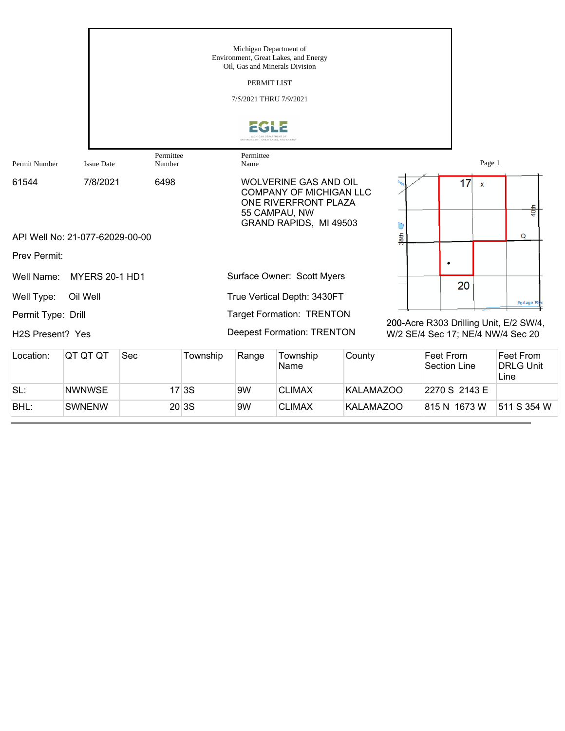Michigan Department of
Environment, Great Lakes, and Energy
Oil, Gas and Minerals Division

PERMIT LIST

7/5/2021 THRU 7/9/2021

| Permit Number | Issue Date | Permittee Number | Permittee Name |
|---|---|---|---|
| 61544 | 7/8/2021 | 6498 | WOLVERINE GAS AND OIL COMPANY OF MICHIGAN LLC<br>ONE RIVERFRONT PLAZA<br>55 CAMPAU, NW<br>GRAND RAPIDS, MI 49503 |

API Well No: 21-077-62029-00-00

Prev Permit:

Well Name: MYERS 20-1 HD1

Well Type: Oil Well

Permit Type: Drill

H2S Present? Yes

Surface Owner: Scott Myers

True Vertical Depth: 3430FT

Target Formation: TRENTON

Deepest Formation: TRENTON

200-Acre R303 Drilling Unit, E/2 SW/4, W/2 SE/4 Sec 17; NE/4 NW/4 Sec 20

| Location: | QT QT QT | Sec | Township | Range | Township Name | County | Feet From Section Line | Feet From DRLG Unit Line |
|---|---|---|---|---|---|---|---|---|
| SL: | NWNWSE | 17 | 3S | 9W | CLIMAX | KALAMAZOO | 2270 S 2143 E | |
| BHL: | SWNENW | 20 | 3S | 9W | CLIMAX | KALAMAZOO | 815 N 1673 W | 511 S 354 W |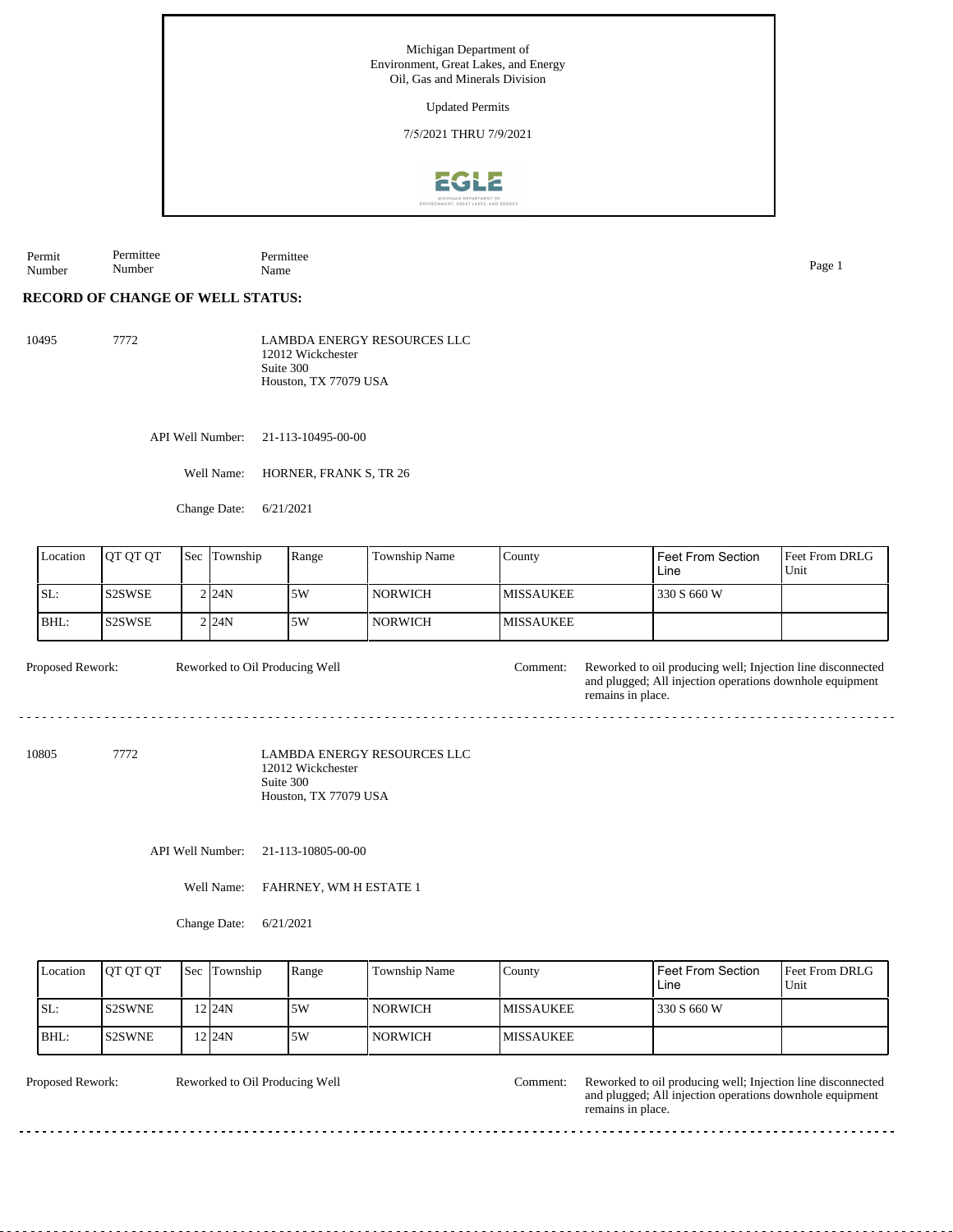Michigan Department of
Environment, Great Lakes, and Energy
Oil, Gas and Minerals Division

Updated Permits

7/5/2021 THRU 7/9/2021

| Permit Number | Permittee Number | Permittee Name |
|---|---|---|

**RECORD OF CHANGE OF WELL STATUS:**

10495 7772 LAMBDA ENERGY RESOURCES LLC
12012 Wickchester
Suite 300
Houston, TX 77079 USA

API Well Number: 21-113-10495-00-00

Well Name: HORNER, FRANK S, TR 26

Change Date: 6/21/2021

| Location | QT QT QT | Sec | Township | Range | Township Name | County | Feet From Section Line | Feet From DRLG Unit |
|---|---|---|---|---|---|---|---|---|
| SL: | S2SWSE | 2 | 24N | 5W | NORWICH | MISSAUKEE | 330 S 660 W | |
| BHL: | S2SWSE | 2 | 24N | 5W | NORWICH | MISSAUKEE | | |

Proposed Rework: Reworked to Oil Producing Well

Comment: Reworked to oil producing well; Injection line disconnected and plugged; All injection operations downhole equipment remains in place.

---

10805 7772 LAMBDA ENERGY RESOURCES LLC
12012 Wickchester
Suite 300
Houston, TX 77079 USA

API Well Number: 21-113-10805-00-00

Well Name: FAHRNEY, WM H ESTATE 1

Change Date: 6/21/2021

| Location | QT QT QT | Sec | Township | Range | Township Name | County | Feet From Section Line | Feet From DRLG Unit |
|---|---|---|---|---|---|---|---|---|
| SL: | S2SWNE | 12 | 24N | 5W | NORWICH | MISSAUKEE | 330 S 660 W | |
| BHL: | S2SWNE | 12 | 24N | 5W | NORWICH | MISSAUKEE | | |

Proposed Rework: Reworked to Oil Producing Well

Comment: Reworked to oil producing well; Injection line disconnected and plugged; All injection operations downhole equipment remains in place.